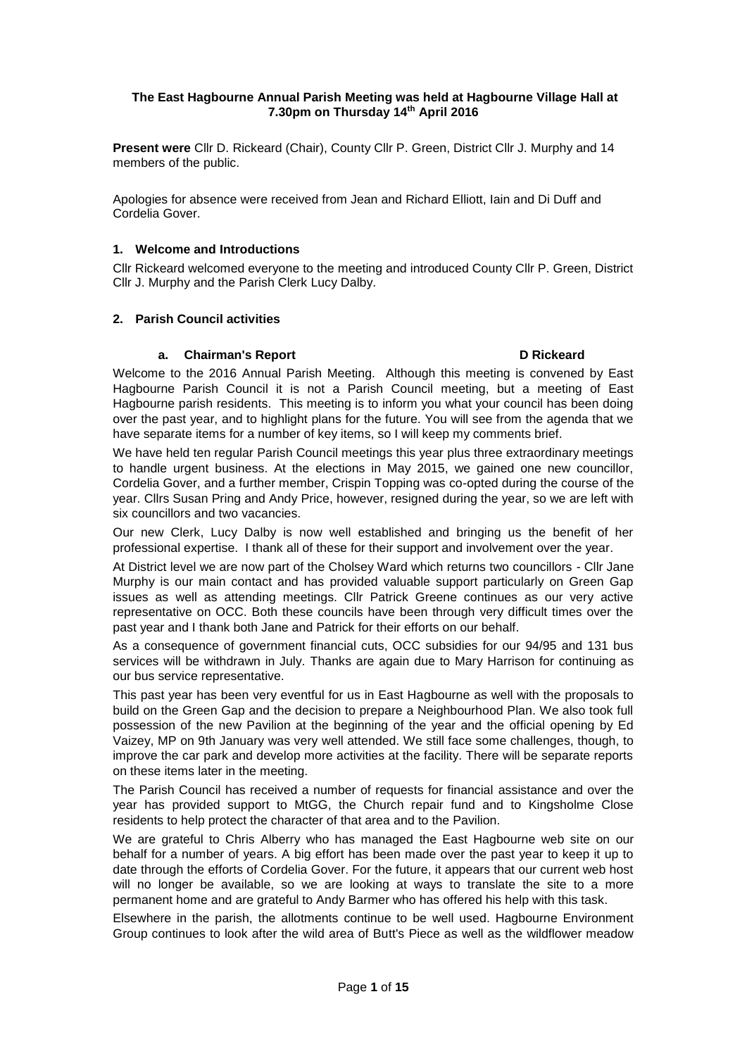**The East Hagbourne Annual Parish Meeting was held at Hagbourne Village Hall at 7.30pm on Thursday 14th April 2016**

**Present were** Cllr D. Rickeard (Chair), County Cllr P. Green, District Cllr J. Murphy and 14 members of the public.

Apologies for absence were received from Jean and Richard Elliott, Iain and Di Duff and Cordelia Gover.

### 1. Welcome and Introductions

Cllr Rickeard welcomed everyone to the meeting and introduced County Cllr P. Green, District Cllr J. Murphy and the Parish Clerk Lucy Dalby.

### 2. Parish Council activities

#### a. Chairman's Report — D Rickeard

Welcome to the 2016 Annual Parish Meeting. Although this meeting is convened by East Hagbourne Parish Council it is not a Parish Council meeting, but a meeting of East Hagbourne parish residents. This meeting is to inform you what your council has been doing over the past year, and to highlight plans for the future. You will see from the agenda that we have separate items for a number of key items, so I will keep my comments brief.

We have held ten regular Parish Council meetings this year plus three extraordinary meetings to handle urgent business. At the elections in May 2015, we gained one new councillor, Cordelia Gover, and a further member, Crispin Topping was co-opted during the course of the year. Cllrs Susan Pring and Andy Price, however, resigned during the year, so we are left with six councillors and two vacancies.

Our new Clerk, Lucy Dalby is now well established and bringing us the benefit of her professional expertise. I thank all of these for their support and involvement over the year.

At District level we are now part of the Cholsey Ward which returns two councillors - Cllr Jane Murphy is our main contact and has provided valuable support particularly on Green Gap issues as well as attending meetings. Cllr Patrick Greene continues as our very active representative on OCC. Both these councils have been through very difficult times over the past year and I thank both Jane and Patrick for their efforts on our behalf.

As a consequence of government financial cuts, OCC subsidies for our 94/95 and 131 bus services will be withdrawn in July. Thanks are again due to Mary Harrison for continuing as our bus service representative.

This past year has been very eventful for us in East Hagbourne as well with the proposals to build on the Green Gap and the decision to prepare a Neighbourhood Plan. We also took full possession of the new Pavilion at the beginning of the year and the official opening by Ed Vaizey, MP on 9th January was very well attended. We still face some challenges, though, to improve the car park and develop more activities at the facility. There will be separate reports on these items later in the meeting.

The Parish Council has received a number of requests for financial assistance and over the year has provided support to MtGG, the Church repair fund and to Kingsholme Close residents to help protect the character of that area and to the Pavilion.

We are grateful to Chris Alberry who has managed the East Hagbourne web site on our behalf for a number of years. A big effort has been made over the past year to keep it up to date through the efforts of Cordelia Gover. For the future, it appears that our current web host will no longer be available, so we are looking at ways to translate the site to a more permanent home and are grateful to Andy Barmer who has offered his help with this task.

Elsewhere in the parish, the allotments continue to be well used. Hagbourne Environment Group continues to look after the wild area of Butt's Piece as well as the wildflower meadow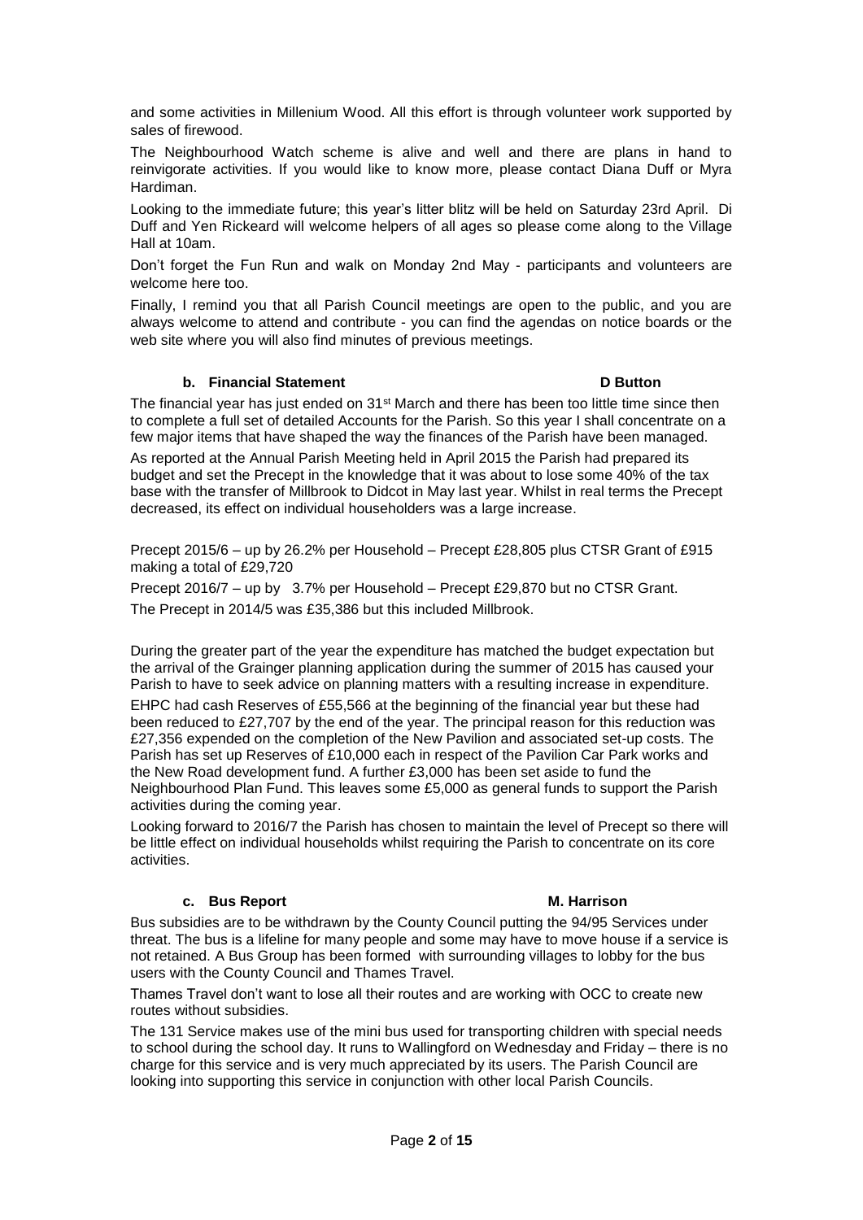and some activities in Millenium Wood. All this effort is through volunteer work supported by sales of firewood.

The Neighbourhood Watch scheme is alive and well and there are plans in hand to reinvigorate activities. If you would like to know more, please contact Diana Duff or Myra Hardiman.

Looking to the immediate future; this year's litter blitz will be held on Saturday 23rd April. Di Duff and Yen Rickeard will welcome helpers of all ages so please come along to the Village Hall at 10am.

Don't forget the Fun Run and walk on Monday 2nd May - participants and volunteers are welcome here too.

Finally, I remind you that all Parish Council meetings are open to the public, and you are always welcome to attend and contribute - you can find the agendas on notice boards or the web site where you will also find minutes of previous meetings.

### b. Financial Statement — D Button

The financial year has just ended on 31st March and there has been too little time since then to complete a full set of detailed Accounts for the Parish. So this year I shall concentrate on a few major items that have shaped the way the finances of the Parish have been managed.

As reported at the Annual Parish Meeting held in April 2015 the Parish had prepared its budget and set the Precept in the knowledge that it was about to lose some 40% of the tax base with the transfer of Millbrook to Didcot in May last year. Whilst in real terms the Precept decreased, its effect on individual householders was a large increase.

Precept 2015/6 – up by 26.2% per Household – Precept £28,805 plus CTSR Grant of £915 making a total of £29,720

Precept 2016/7 – up by 3.7% per Household – Precept £29,870 but no CTSR Grant.

The Precept in 2014/5 was £35,386 but this included Millbrook.

During the greater part of the year the expenditure has matched the budget expectation but the arrival of the Grainger planning application during the summer of 2015 has caused your Parish to have to seek advice on planning matters with a resulting increase in expenditure.

EHPC had cash Reserves of £55,566 at the beginning of the financial year but these had been reduced to £27,707 by the end of the year. The principal reason for this reduction was £27,356 expended on the completion of the New Pavilion and associated set-up costs. The Parish has set up Reserves of £10,000 each in respect of the Pavilion Car Park works and the New Road development fund. A further £3,000 has been set aside to fund the Neighbourhood Plan Fund. This leaves some £5,000 as general funds to support the Parish activities during the coming year.

Looking forward to 2016/7 the Parish has chosen to maintain the level of Precept so there will be little effect on individual households whilst requiring the Parish to concentrate on its core activities.

### c. Bus Report — M. Harrison

Bus subsidies are to be withdrawn by the County Council putting the 94/95 Services under threat. The bus is a lifeline for many people and some may have to move house if a service is not retained. A Bus Group has been formed with surrounding villages to lobby for the bus users with the County Council and Thames Travel.

Thames Travel don't want to lose all their routes and are working with OCC to create new routes without subsidies.

The 131 Service makes use of the mini bus used for transporting children with special needs to school during the school day. It runs to Wallingford on Wednesday and Friday – there is no charge for this service and is very much appreciated by its users. The Parish Council are looking into supporting this service in conjunction with other local Parish Councils.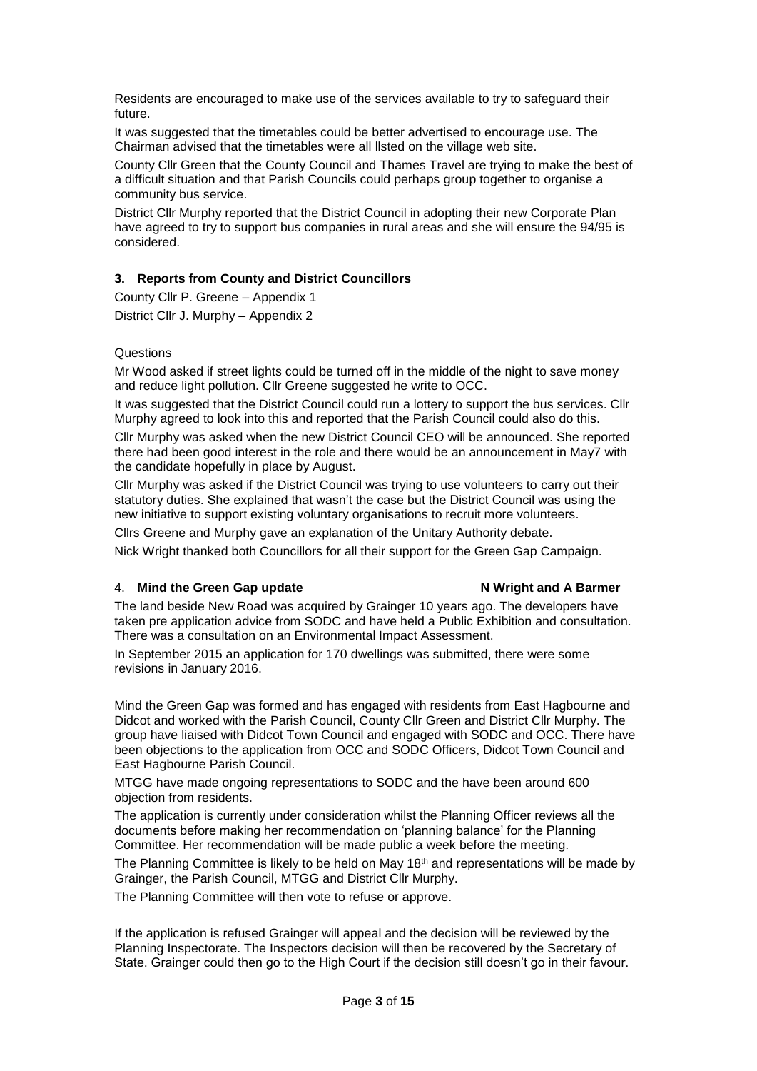Residents are encouraged to make use of the services available to try to safeguard their future.

It was suggested that the timetables could be better advertised to encourage use. The Chairman advised that the timetables were all llsted on the village web site.

County Cllr Green that the County Council and Thames Travel are trying to make the best of a difficult situation and that Parish Councils could perhaps group together to organise a community bus service.

District Cllr Murphy reported that the District Council in adopting their new Corporate Plan have agreed to try to support bus companies in rural areas and she will ensure the 94/95 is considered.

### 3. Reports from County and District Councillors

County Cllr P. Greene – Appendix 1

District Cllr J. Murphy – Appendix 2

Questions

Mr Wood asked if street lights could be turned off in the middle of the night to save money and reduce light pollution. Cllr Greene suggested he write to OCC.

It was suggested that the District Council could run a lottery to support the bus services. Cllr Murphy agreed to look into this and reported that the Parish Council could also do this.

Cllr Murphy was asked when the new District Council CEO will be announced. She reported there had been good interest in the role and there would be an announcement in May7 with the candidate hopefully in place by August.

Cllr Murphy was asked if the District Council was trying to use volunteers to carry out their statutory duties. She explained that wasn't the case but the District Council was using the new initiative to support existing voluntary organisations to recruit more volunteers.

Cllrs Greene and Murphy gave an explanation of the Unitary Authority debate.

Nick Wright thanked both Councillors for all their support for the Green Gap Campaign.

### 4. Mind the Green Gap update **N Wright and A Barmer**

The land beside New Road was acquired by Grainger 10 years ago. The developers have taken pre application advice from SODC and have held a Public Exhibition and consultation. There was a consultation on an Environmental Impact Assessment.

In September 2015 an application for 170 dwellings was submitted, there were some revisions in January 2016.

Mind the Green Gap was formed and has engaged with residents from East Hagbourne and Didcot and worked with the Parish Council, County Cllr Green and District Cllr Murphy. The group have liaised with Didcot Town Council and engaged with SODC and OCC. There have been objections to the application from OCC and SODC Officers, Didcot Town Council and East Hagbourne Parish Council.

MTGG have made ongoing representations to SODC and the have been around 600 objection from residents.

The application is currently under consideration whilst the Planning Officer reviews all the documents before making her recommendation on 'planning balance' for the Planning Committee. Her recommendation will be made public a week before the meeting.

The Planning Committee is likely to be held on May 18th and representations will be made by Grainger, the Parish Council, MTGG and District Cllr Murphy.

The Planning Committee will then vote to refuse or approve.

If the application is refused Grainger will appeal and the decision will be reviewed by the Planning Inspectorate. The Inspectors decision will then be recovered by the Secretary of State. Grainger could then go to the High Court if the decision still doesn't go in their favour.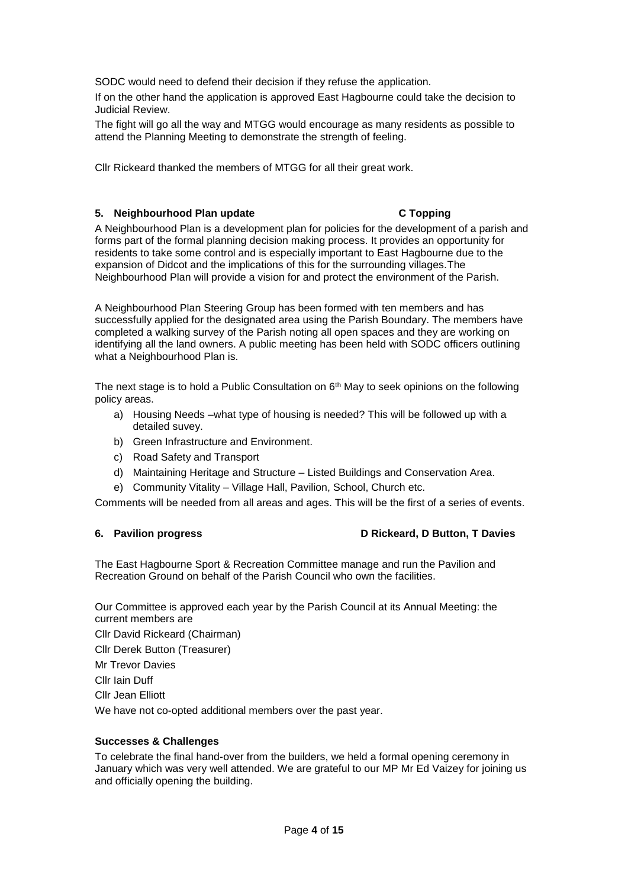SODC would need to defend their decision if they refuse the application.

If on the other hand the application is approved East Hagbourne could take the decision to Judicial Review.

The fight will go all the way and MTGG would encourage as many residents as possible to attend the Planning Meeting to demonstrate the strength of feeling.

Cllr Rickeard thanked the members of MTGG for all their great work.

**5. Neighbourhood Plan update** **C Topping**

A Neighbourhood Plan is a development plan for policies for the development of a parish and forms part of the formal planning decision making process. It provides an opportunity for residents to take some control and is especially important to East Hagbourne due to the expansion of Didcot and the implications of this for the surrounding villages.The Neighbourhood Plan will provide a vision for and protect the environment of the Parish.

A Neighbourhood Plan Steering Group has been formed with ten members and has successfully applied for the designated area using the Parish Boundary. The members have completed a walking survey of the Parish noting all open spaces and they are working on identifying all the land owners. A public meeting has been held with SODC officers outlining what a Neighbourhood Plan is.

The next stage is to hold a Public Consultation on 6th May to seek opinions on the following policy areas.

a) Housing Needs –what type of housing is needed? This will be followed up with a detailed suvey.
b) Green Infrastructure and Environment.
c) Road Safety and Transport
d) Maintaining Heritage and Structure – Listed Buildings and Conservation Area.
e) Community Vitality – Village Hall, Pavilion, School, Church etc.

Comments will be needed from all areas and ages. This will be the first of a series of events.

**6. Pavilion progress** **D Rickeard, D Button, T Davies**

The East Hagbourne Sport & Recreation Committee manage and run the Pavilion and Recreation Ground on behalf of the Parish Council who own the facilities.

Our Committee is approved each year by the Parish Council at its Annual Meeting: the current members are

Cllr David Rickeard (Chairman)

Cllr Derek Button (Treasurer)

Mr Trevor Davies

Cllr Iain Duff

Cllr Jean Elliott

We have not co-opted additional members over the past year.

**Successes & Challenges**

To celebrate the final hand-over from the builders, we held a formal opening ceremony in January which was very well attended. We are grateful to our MP Mr Ed Vaizey for joining us and officially opening the building.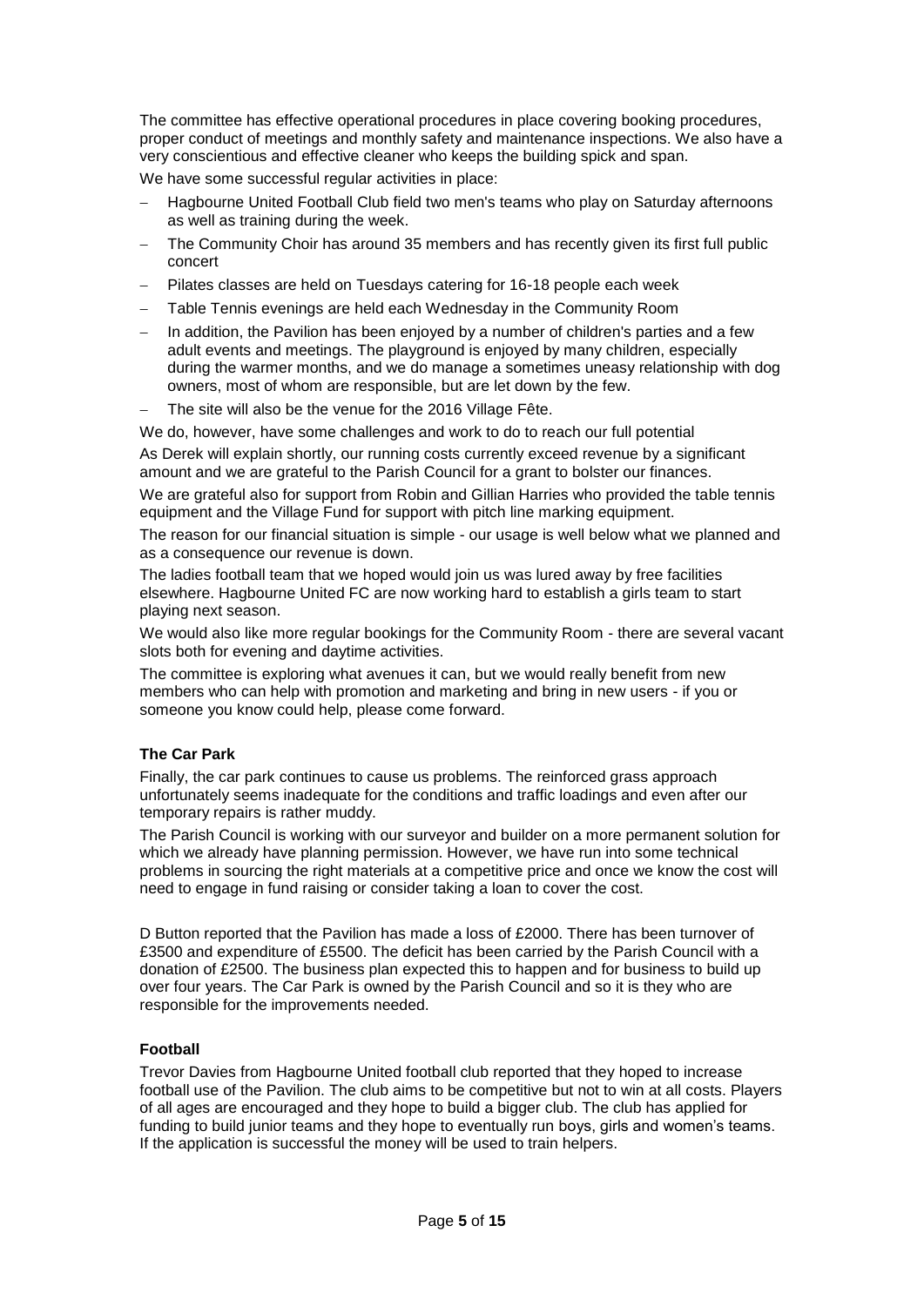The committee has effective operational procedures in place covering booking procedures, proper conduct of meetings and monthly safety and maintenance inspections. We also have a very conscientious and effective cleaner who keeps the building spick and span.

We have some successful regular activities in place:

- Hagbourne United Football Club field two men's teams who play on Saturday afternoons as well as training during the week.
- The Community Choir has around 35 members and has recently given its first full public concert
- Pilates classes are held on Tuesdays catering for 16-18 people each week
- Table Tennis evenings are held each Wednesday in the Community Room
- In addition, the Pavilion has been enjoyed by a number of children's parties and a few adult events and meetings. The playground is enjoyed by many children, especially during the warmer months, and we do manage a sometimes uneasy relationship with dog owners, most of whom are responsible, but are let down by the few.
- The site will also be the venue for the 2016 Village Fête.

We do, however, have some challenges and work to do to reach our full potential

As Derek will explain shortly, our running costs currently exceed revenue by a significant amount and we are grateful to the Parish Council for a grant to bolster our finances.

We are grateful also for support from Robin and Gillian Harries who provided the table tennis equipment and the Village Fund for support with pitch line marking equipment.

The reason for our financial situation is simple - our usage is well below what we planned and as a consequence our revenue is down.

The ladies football team that we hoped would join us was lured away by free facilities elsewhere. Hagbourne United FC are now working hard to establish a girls team to start playing next season.

We would also like more regular bookings for the Community Room - there are several vacant slots both for evening and daytime activities.

The committee is exploring what avenues it can, but we would really benefit from new members who can help with promotion and marketing and bring in new users - if you or someone you know could help, please come forward.

**The Car Park**

Finally, the car park continues to cause us problems. The reinforced grass approach unfortunately seems inadequate for the conditions and traffic loadings and even after our temporary repairs is rather muddy.

The Parish Council is working with our surveyor and builder on a more permanent solution for which we already have planning permission. However, we have run into some technical problems in sourcing the right materials at a competitive price and once we know the cost will need to engage in fund raising or consider taking a loan to cover the cost.

D Button reported that the Pavilion has made a loss of £2000. There has been turnover of £3500 and expenditure of £5500. The deficit has been carried by the Parish Council with a donation of £2500. The business plan expected this to happen and for business to build up over four years. The Car Park is owned by the Parish Council and so it is they who are responsible for the improvements needed.

**Football**

Trevor Davies from Hagbourne United football club reported that they hoped to increase football use of the Pavilion. The club aims to be competitive but not to win at all costs. Players of all ages are encouraged and they hope to build a bigger club. The club has applied for funding to build junior teams and they hope to eventually run boys, girls and women's teams. If the application is successful the money will be used to train helpers.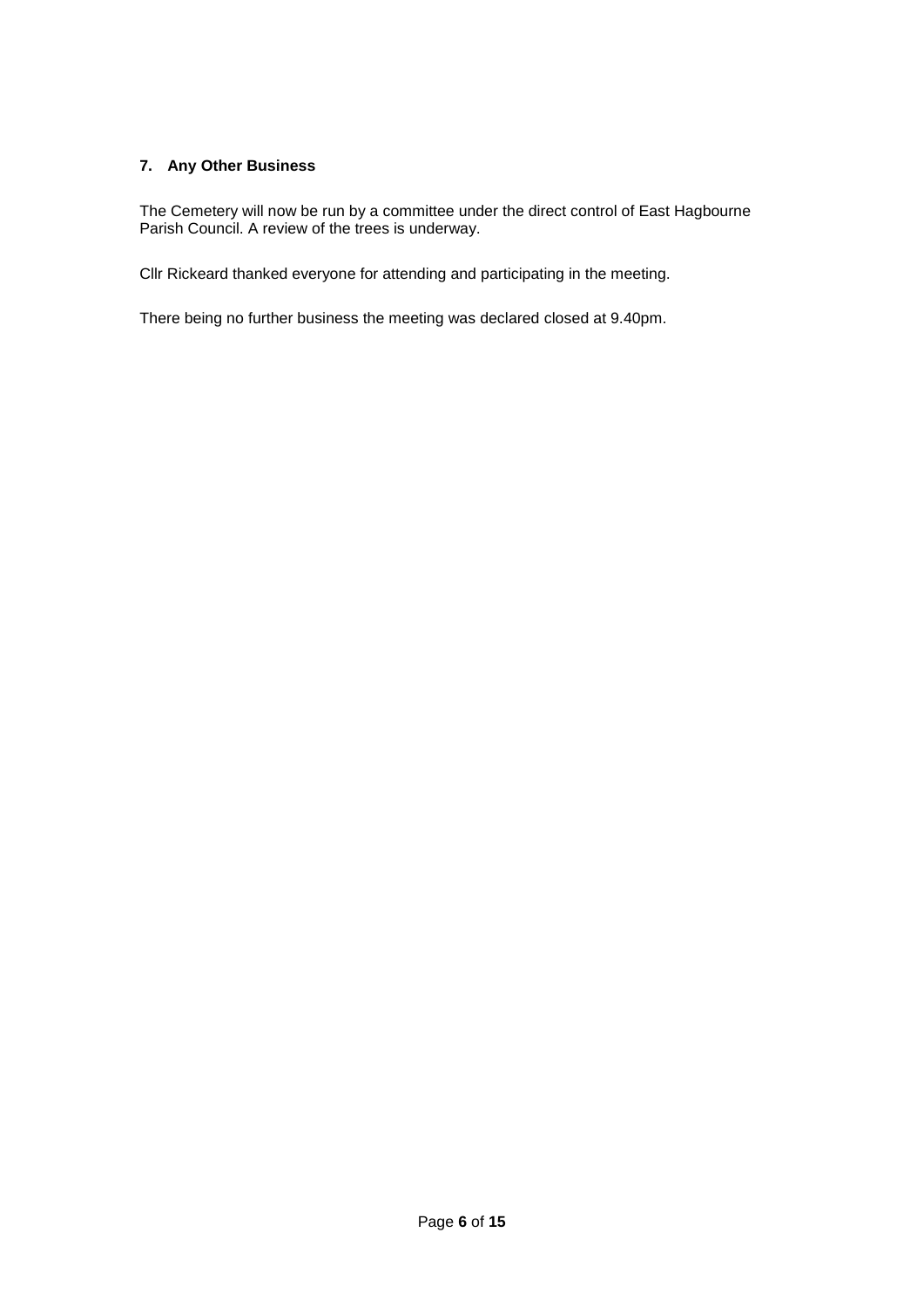**7. Any Other Business**

The Cemetery will now be run by a committee under the direct control of East Hagbourne Parish Council. A review of the trees is underway.

Cllr Rickeard thanked everyone for attending and participating in the meeting.

There being no further business the meeting was declared closed at 9.40pm.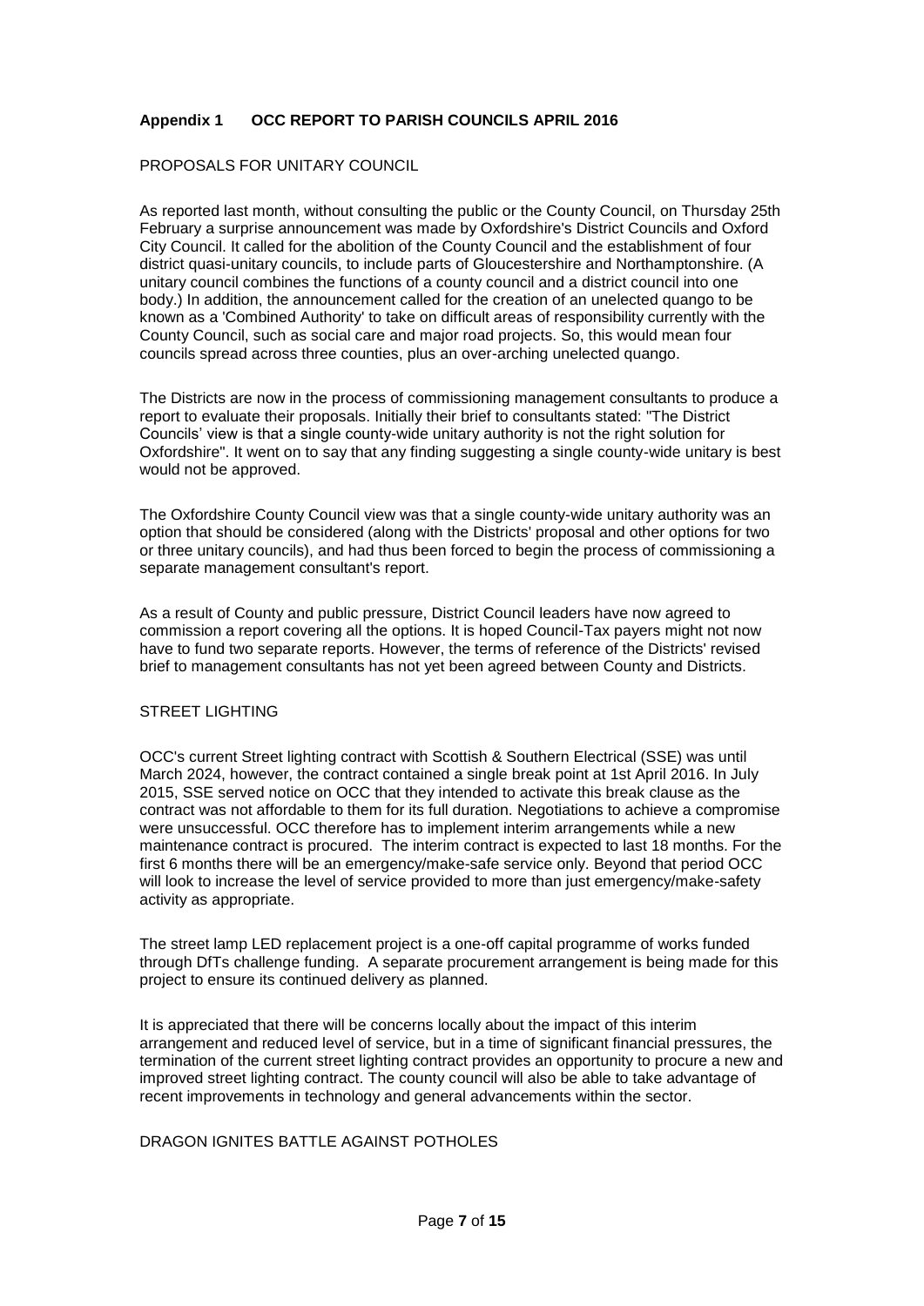## Appendix 1 OCC REPORT TO PARISH COUNCILS APRIL 2016

### PROPOSALS FOR UNITARY COUNCIL

As reported last month, without consulting the public or the County Council, on Thursday 25th February a surprise announcement was made by Oxfordshire's District Councils and Oxford City Council. It called for the abolition of the County Council and the establishment of four district quasi-unitary councils, to include parts of Gloucestershire and Northamptonshire. (A unitary council combines the functions of a county council and a district council into one body.) In addition, the announcement called for the creation of an unelected quango to be known as a 'Combined Authority' to take on difficult areas of responsibility currently with the County Council, such as social care and major road projects. So, this would mean four councils spread across three counties, plus an over-arching unelected quango.

The Districts are now in the process of commissioning management consultants to produce a report to evaluate their proposals. Initially their brief to consultants stated: "The District Councils' view is that a single county-wide unitary authority is not the right solution for Oxfordshire". It went on to say that any finding suggesting a single county-wide unitary is best would not be approved.

The Oxfordshire County Council view was that a single county-wide unitary authority was an option that should be considered (along with the Districts' proposal and other options for two or three unitary councils), and had thus been forced to begin the process of commissioning a separate management consultant's report.

As a result of County and public pressure, District Council leaders have now agreed to commission a report covering all the options. It is hoped Council-Tax payers might not now have to fund two separate reports. However, the terms of reference of the Districts' revised brief to management consultants has not yet been agreed between County and Districts.

### STREET LIGHTING

OCC's current Street lighting contract with Scottish & Southern Electrical (SSE) was until March 2024, however, the contract contained a single break point at 1st April 2016. In July 2015, SSE served notice on OCC that they intended to activate this break clause as the contract was not affordable to them for its full duration. Negotiations to achieve a compromise were unsuccessful. OCC therefore has to implement interim arrangements while a new maintenance contract is procured. The interim contract is expected to last 18 months. For the first 6 months there will be an emergency/make-safe service only. Beyond that period OCC will look to increase the level of service provided to more than just emergency/make-safety activity as appropriate.

The street lamp LED replacement project is a one-off capital programme of works funded through DfTs challenge funding. A separate procurement arrangement is being made for this project to ensure its continued delivery as planned.

It is appreciated that there will be concerns locally about the impact of this interim arrangement and reduced level of service, but in a time of significant financial pressures, the termination of the current street lighting contract provides an opportunity to procure a new and improved street lighting contract. The county council will also be able to take advantage of recent improvements in technology and general advancements within the sector.

### DRAGON IGNITES BATTLE AGAINST POTHOLES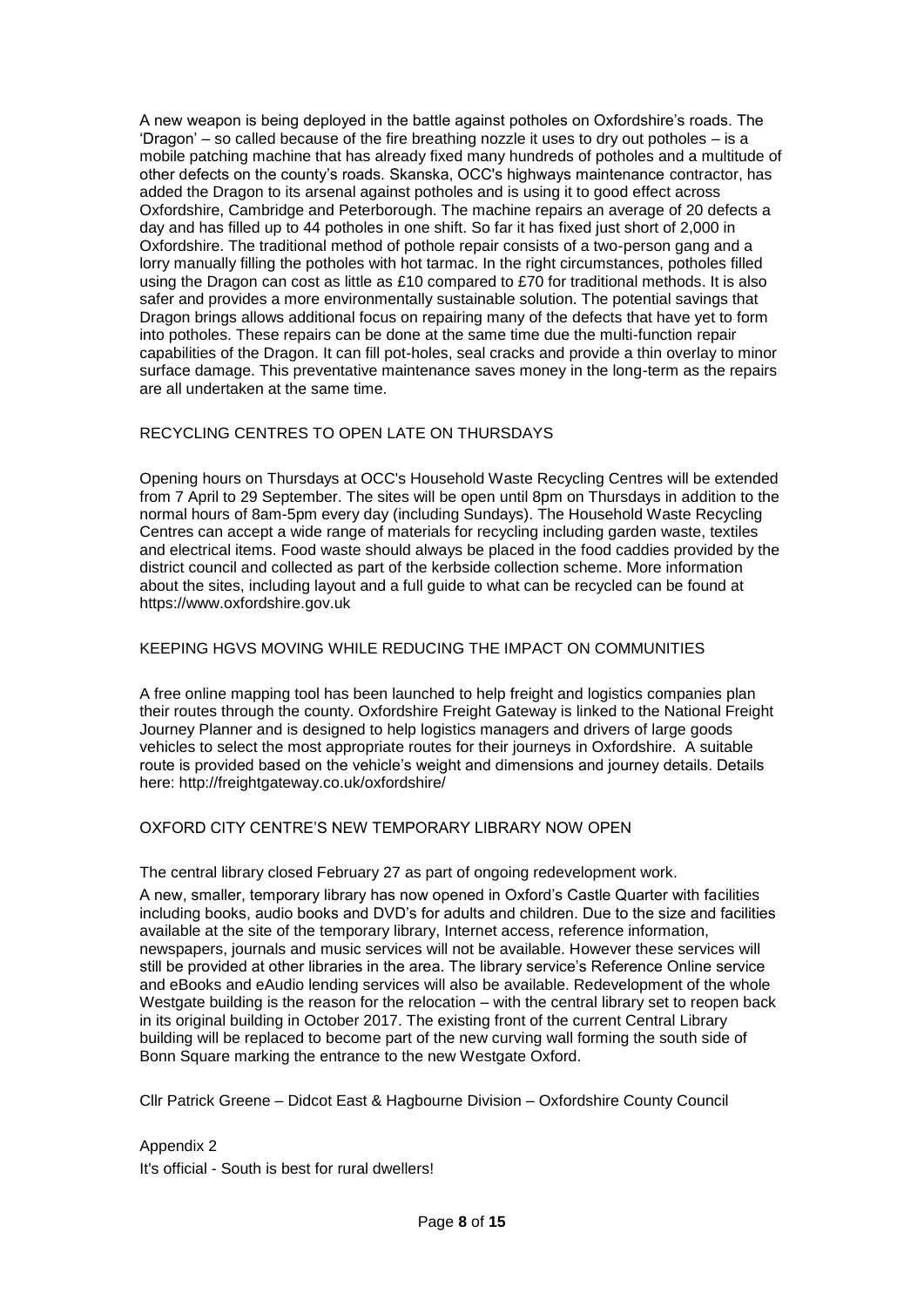A new weapon is being deployed in the battle against potholes on Oxfordshire's roads. The 'Dragon' – so called because of the fire breathing nozzle it uses to dry out potholes – is a mobile patching machine that has already fixed many hundreds of potholes and a multitude of other defects on the county's roads. Skanska, OCC's highways maintenance contractor, has added the Dragon to its arsenal against potholes and is using it to good effect across Oxfordshire, Cambridge and Peterborough. The machine repairs an average of 20 defects a day and has filled up to 44 potholes in one shift. So far it has fixed just short of 2,000 in Oxfordshire. The traditional method of pothole repair consists of a two-person gang and a lorry manually filling the potholes with hot tarmac. In the right circumstances, potholes filled using the Dragon can cost as little as £10 compared to £70 for traditional methods. It is also safer and provides a more environmentally sustainable solution. The potential savings that Dragon brings allows additional focus on repairing many of the defects that have yet to form into potholes. These repairs can be done at the same time due the multi-function repair capabilities of the Dragon. It can fill pot-holes, seal cracks and provide a thin overlay to minor surface damage. This preventative maintenance saves money in the long-term as the repairs are all undertaken at the same time.

## RECYCLING CENTRES TO OPEN LATE ON THURSDAYS

Opening hours on Thursdays at OCC's Household Waste Recycling Centres will be extended from 7 April to 29 September. The sites will be open until 8pm on Thursdays in addition to the normal hours of 8am-5pm every day (including Sundays). The Household Waste Recycling Centres can accept a wide range of materials for recycling including garden waste, textiles and electrical items. Food waste should always be placed in the food caddies provided by the district council and collected as part of the kerbside collection scheme. More information about the sites, including layout and a full guide to what can be recycled can be found at https://www.oxfordshire.gov.uk

## KEEPING HGVS MOVING WHILE REDUCING THE IMPACT ON COMMUNITIES

A free online mapping tool has been launched to help freight and logistics companies plan their routes through the county. Oxfordshire Freight Gateway is linked to the National Freight Journey Planner and is designed to help logistics managers and drivers of large goods vehicles to select the most appropriate routes for their journeys in Oxfordshire. A suitable route is provided based on the vehicle's weight and dimensions and journey details. Details here: http://freightgateway.co.uk/oxfordshire/

## OXFORD CITY CENTRE'S NEW TEMPORARY LIBRARY NOW OPEN

The central library closed February 27 as part of ongoing redevelopment work.

A new, smaller, temporary library has now opened in Oxford's Castle Quarter with facilities including books, audio books and DVD's for adults and children. Due to the size and facilities available at the site of the temporary library, Internet access, reference information, newspapers, journals and music services will not be available. However these services will still be provided at other libraries in the area. The library service's Reference Online service and eBooks and eAudio lending services will also be available. Redevelopment of the whole Westgate building is the reason for the relocation – with the central library set to reopen back in its original building in October 2017. The existing front of the current Central Library building will be replaced to become part of the new curving wall forming the south side of Bonn Square marking the entrance to the new Westgate Oxford.

Cllr Patrick Greene – Didcot East & Hagbourne Division – Oxfordshire County Council

Appendix 2

It's official - South is best for rural dwellers!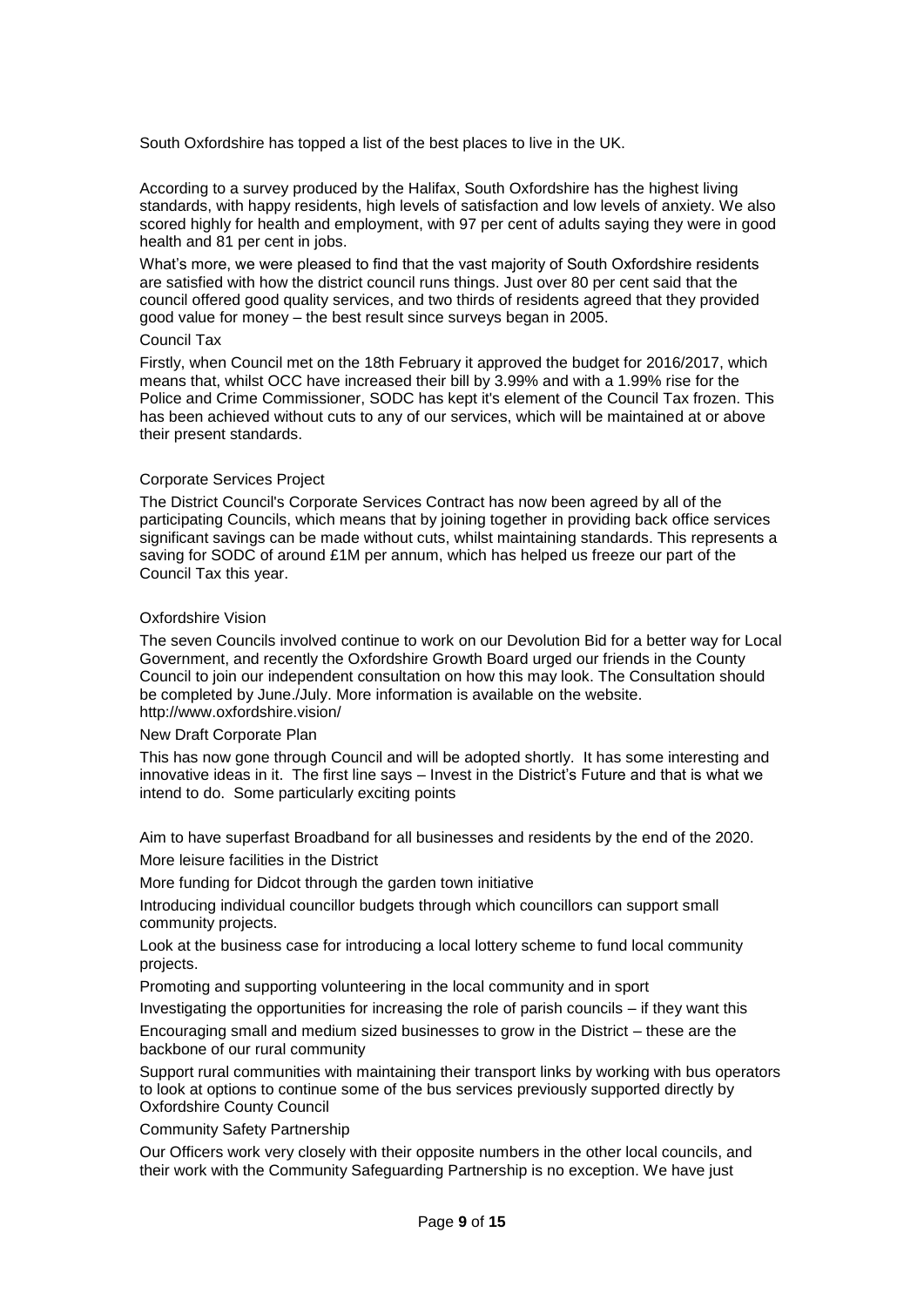South Oxfordshire has topped a list of the best places to live in the UK.

According to a survey produced by the Halifax, South Oxfordshire has the highest living standards, with happy residents, high levels of satisfaction and low levels of anxiety. We also scored highly for health and employment, with 97 per cent of adults saying they were in good health and 81 per cent in jobs.

What's more, we were pleased to find that the vast majority of South Oxfordshire residents are satisfied with how the district council runs things. Just over 80 per cent said that the council offered good quality services, and two thirds of residents agreed that they provided good value for money – the best result since surveys began in 2005.

### Council Tax

Firstly, when Council met on the 18th February it approved the budget for 2016/2017, which means that, whilst OCC have increased their bill by 3.99% and with a 1.99% rise for the Police and Crime Commissioner, SODC has kept it's element of the Council Tax frozen. This has been achieved without cuts to any of our services, which will be maintained at or above their present standards.

### Corporate Services Project

The District Council's Corporate Services Contract has now been agreed by all of the participating Councils, which means that by joining together in providing back office services significant savings can be made without cuts, whilst maintaining standards. This represents a saving for SODC of around £1M per annum, which has helped us freeze our part of the Council Tax this year.

### Oxfordshire Vision

The seven Councils involved continue to work on our Devolution Bid for a better way for Local Government, and recently the Oxfordshire Growth Board urged our friends in the County Council to join our independent consultation on how this may look. The Consultation should be completed by June./July. More information is available on the website. http://www.oxfordshire.vision/

### New Draft Corporate Plan

This has now gone through Council and will be adopted shortly. It has some interesting and innovative ideas in it. The first line says – Invest in the District's Future and that is what we intend to do. Some particularly exciting points

Aim to have superfast Broadband for all businesses and residents by the end of the 2020.

More leisure facilities in the District

More funding for Didcot through the garden town initiative

Introducing individual councillor budgets through which councillors can support small community projects.

Look at the business case for introducing a local lottery scheme to fund local community projects.

Promoting and supporting volunteering in the local community and in sport

Investigating the opportunities for increasing the role of parish councils – if they want this

Encouraging small and medium sized businesses to grow in the District – these are the backbone of our rural community

Support rural communities with maintaining their transport links by working with bus operators to look at options to continue some of the bus services previously supported directly by Oxfordshire County Council

### Community Safety Partnership

Our Officers work very closely with their opposite numbers in the other local councils, and their work with the Community Safeguarding Partnership is no exception. We have just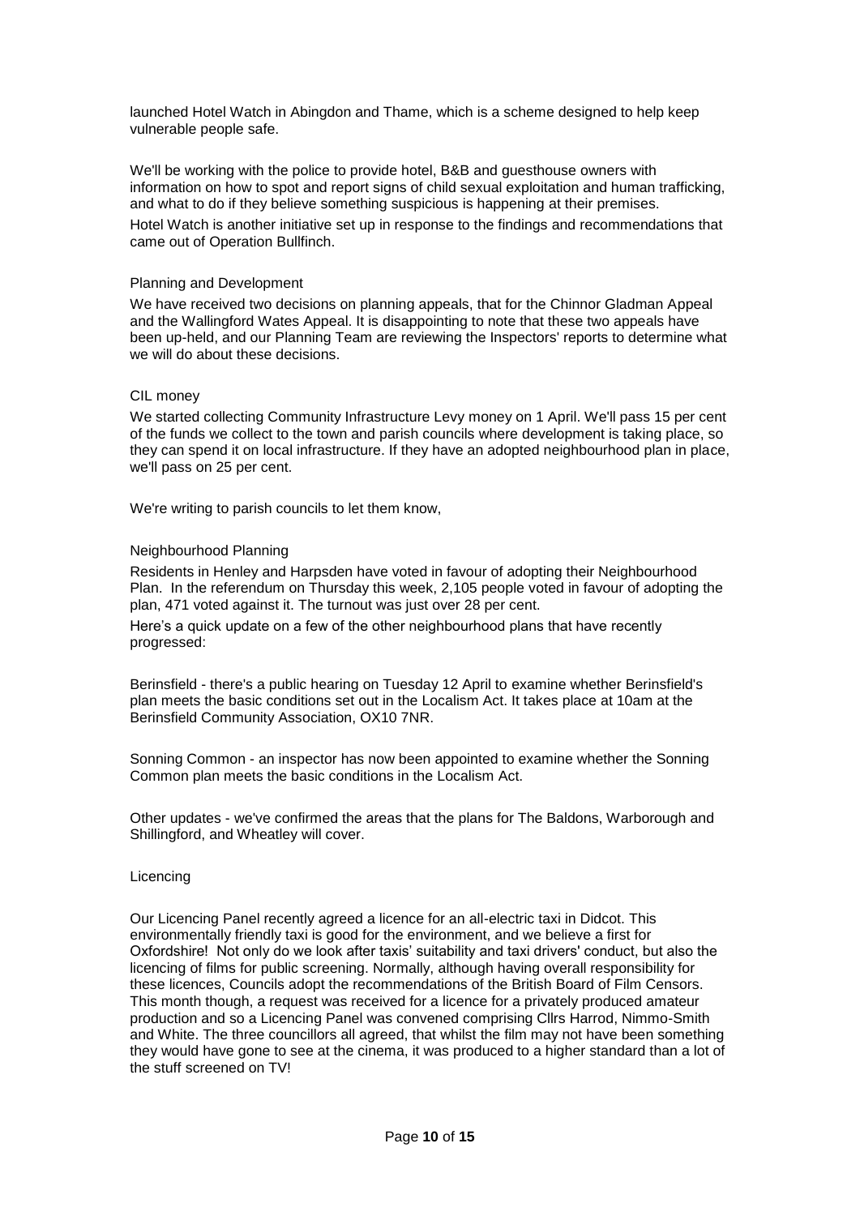launched Hotel Watch in Abingdon and Thame, which is a scheme designed to help keep vulnerable people safe.

We'll be working with the police to provide hotel, B&B and guesthouse owners with information on how to spot and report signs of child sexual exploitation and human trafficking, and what to do if they believe something suspicious is happening at their premises.

Hotel Watch is another initiative set up in response to the findings and recommendations that came out of Operation Bullfinch.

### Planning and Development

We have received two decisions on planning appeals, that for the Chinnor Gladman Appeal and the Wallingford Wates Appeal. It is disappointing to note that these two appeals have been up-held, and our Planning Team are reviewing the Inspectors' reports to determine what we will do about these decisions.

### CIL money

We started collecting Community Infrastructure Levy money on 1 April. We'll pass 15 per cent of the funds we collect to the town and parish councils where development is taking place, so they can spend it on local infrastructure. If they have an adopted neighbourhood plan in place, we'll pass on 25 per cent.

We're writing to parish councils to let them know,

### Neighbourhood Planning

Residents in Henley and Harpsden have voted in favour of adopting their Neighbourhood Plan. In the referendum on Thursday this week, 2,105 people voted in favour of adopting the plan, 471 voted against it. The turnout was just over 28 per cent.

Here's a quick update on a few of the other neighbourhood plans that have recently progressed:

Berinsfield - there's a public hearing on Tuesday 12 April to examine whether Berinsfield's plan meets the basic conditions set out in the Localism Act. It takes place at 10am at the Berinsfield Community Association, OX10 7NR.

Sonning Common - an inspector has now been appointed to examine whether the Sonning Common plan meets the basic conditions in the Localism Act.

Other updates - we've confirmed the areas that the plans for The Baldons, Warborough and Shillingford, and Wheatley will cover.

### Licencing

Our Licencing Panel recently agreed a licence for an all-electric taxi in Didcot. This environmentally friendly taxi is good for the environment, and we believe a first for Oxfordshire! Not only do we look after taxis' suitability and taxi drivers' conduct, but also the licencing of films for public screening. Normally, although having overall responsibility for these licences, Councils adopt the recommendations of the British Board of Film Censors. This month though, a request was received for a licence for a privately produced amateur production and so a Licencing Panel was convened comprising Cllrs Harrod, Nimmo-Smith and White. The three councillors all agreed, that whilst the film may not have been something they would have gone to see at the cinema, it was produced to a higher standard than a lot of the stuff screened on TV!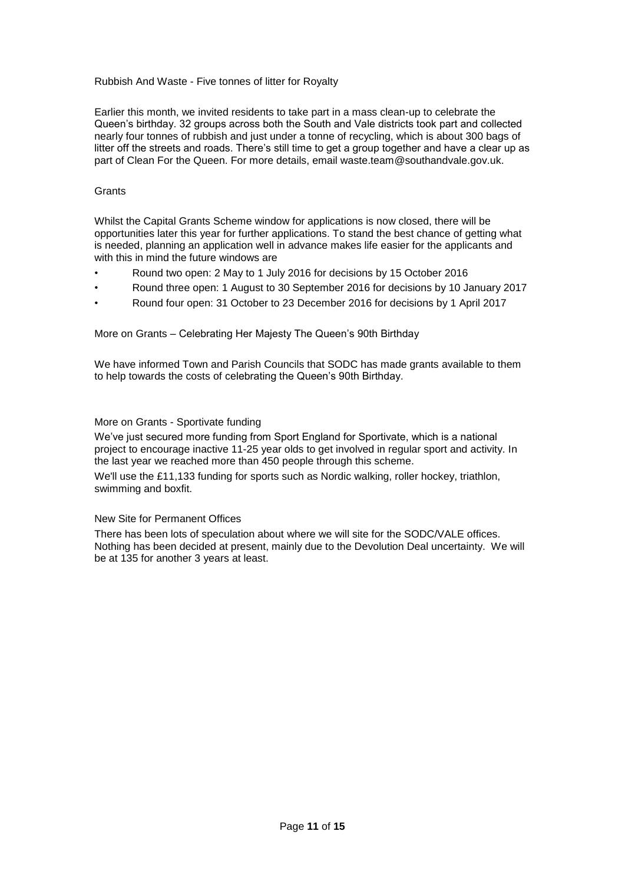Rubbish And Waste - Five tonnes of litter for Royalty

Earlier this month, we invited residents to take part in a mass clean-up to celebrate the Queen's birthday. 32 groups across both the South and Vale districts took part and collected nearly four tonnes of rubbish and just under a tonne of recycling, which is about 300 bags of litter off the streets and roads. There's still time to get a group together and have a clear up as part of Clean For the Queen. For more details, email waste.team@southandvale.gov.uk.

Grants

Whilst the Capital Grants Scheme window for applications is now closed, there will be opportunities later this year for further applications. To stand the best chance of getting what is needed, planning an application well in advance makes life easier for the applicants and with this in mind the future windows are

- Round two open: 2 May to 1 July 2016 for decisions by 15 October 2016
- Round three open: 1 August to 30 September 2016 for decisions by 10 January 2017
- Round four open: 31 October to 23 December 2016 for decisions by 1 April 2017

More on Grants – Celebrating Her Majesty The Queen's 90th Birthday

We have informed Town and Parish Councils that SODC has made grants available to them to help towards the costs of celebrating the Queen's 90th Birthday.

More on Grants - Sportivate funding

We've just secured more funding from Sport England for Sportivate, which is a national project to encourage inactive 11-25 year olds to get involved in regular sport and activity. In the last year we reached more than 450 people through this scheme.

We'll use the £11,133 funding for sports such as Nordic walking, roller hockey, triathlon, swimming and boxfit.

New Site for Permanent Offices

There has been lots of speculation about where we will site for the SODC/VALE offices. Nothing has been decided at present, mainly due to the Devolution Deal uncertainty. We will be at 135 for another 3 years at least.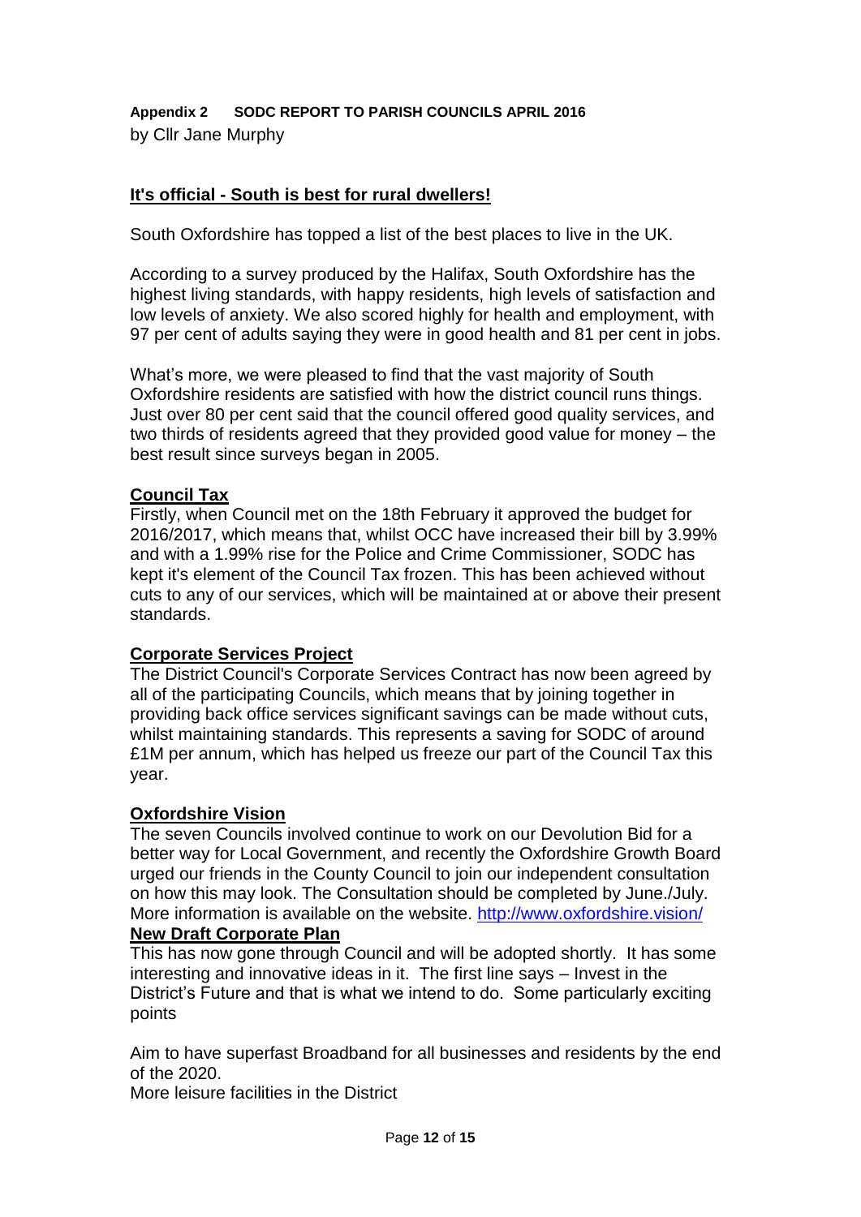**Appendix 2 SODC REPORT TO PARISH COUNCILS APRIL 2016**

by Cllr Jane Murphy

## It's official - South is best for rural dwellers!

South Oxfordshire has topped a list of the best places to live in the UK.

According to a survey produced by the Halifax, South Oxfordshire has the highest living standards, with happy residents, high levels of satisfaction and low levels of anxiety. We also scored highly for health and employment, with 97 per cent of adults saying they were in good health and 81 per cent in jobs.

What's more, we were pleased to find that the vast majority of South Oxfordshire residents are satisfied with how the district council runs things. Just over 80 per cent said that the council offered good quality services, and two thirds of residents agreed that they provided good value for money – the best result since surveys began in 2005.

## Council Tax

Firstly, when Council met on the 18th February it approved the budget for 2016/2017, which means that, whilst OCC have increased their bill by 3.99% and with a 1.99% rise for the Police and Crime Commissioner, SODC has kept it's element of the Council Tax frozen. This has been achieved without cuts to any of our services, which will be maintained at or above their present standards.

## Corporate Services Project

The District Council's Corporate Services Contract has now been agreed by all of the participating Councils, which means that by joining together in providing back office services significant savings can be made without cuts, whilst maintaining standards. This represents a saving for SODC of around £1M per annum, which has helped us freeze our part of the Council Tax this year.

## Oxfordshire Vision

The seven Councils involved continue to work on our Devolution Bid for a better way for Local Government, and recently the Oxfordshire Growth Board urged our friends in the County Council to join our independent consultation on how this may look. The Consultation should be completed by June./July. More information is available on the website. http://www.oxfordshire.vision/

## New Draft Corporate Plan

This has now gone through Council and will be adopted shortly. It has some interesting and innovative ideas in it. The first line says – Invest in the District's Future and that is what we intend to do. Some particularly exciting points

Aim to have superfast Broadband for all businesses and residents by the end of the 2020.

More leisure facilities in the District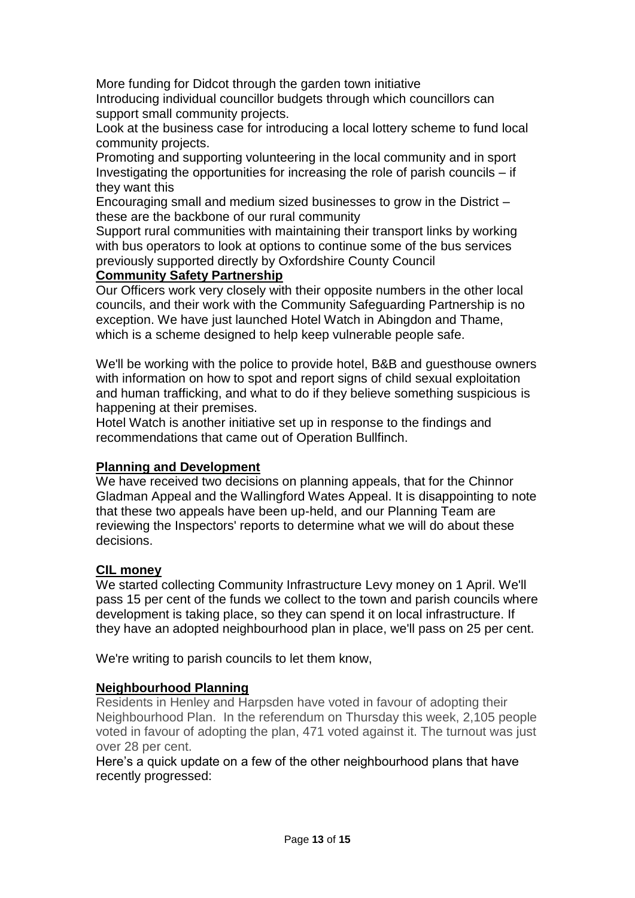More funding for Didcot through the garden town initiative

Introducing individual councillor budgets through which councillors can support small community projects.

Look at the business case for introducing a local lottery scheme to fund local community projects.

Promoting and supporting volunteering in the local community and in sport

Investigating the opportunities for increasing the role of parish councils – if they want this

Encouraging small and medium sized businesses to grow in the District – these are the backbone of our rural community

Support rural communities with maintaining their transport links by working with bus operators to look at options to continue some of the bus services previously supported directly by Oxfordshire County Council

**Community Safety Partnership**

Our Officers work very closely with their opposite numbers in the other local councils, and their work with the Community Safeguarding Partnership is no exception. We have just launched Hotel Watch in Abingdon and Thame, which is a scheme designed to help keep vulnerable people safe.

We'll be working with the police to provide hotel, B&B and guesthouse owners with information on how to spot and report signs of child sexual exploitation and human trafficking, and what to do if they believe something suspicious is happening at their premises.

Hotel Watch is another initiative set up in response to the findings and recommendations that came out of Operation Bullfinch.

**Planning and Development**

We have received two decisions on planning appeals, that for the Chinnor Gladman Appeal and the Wallingford Wates Appeal. It is disappointing to note that these two appeals have been up-held, and our Planning Team are reviewing the Inspectors' reports to determine what we will do about these decisions.

**CIL money**

We started collecting Community Infrastructure Levy money on 1 April. We'll pass 15 per cent of the funds we collect to the town and parish councils where development is taking place, so they can spend it on local infrastructure. If they have an adopted neighbourhood plan in place, we'll pass on 25 per cent.

We're writing to parish councils to let them know,

**Neighbourhood Planning**

Residents in Henley and Harpsden have voted in favour of adopting their Neighbourhood Plan. In the referendum on Thursday this week, 2,105 people voted in favour of adopting the plan, 471 voted against it. The turnout was just over 28 per cent.

Here's a quick update on a few of the other neighbourhood plans that have recently progressed: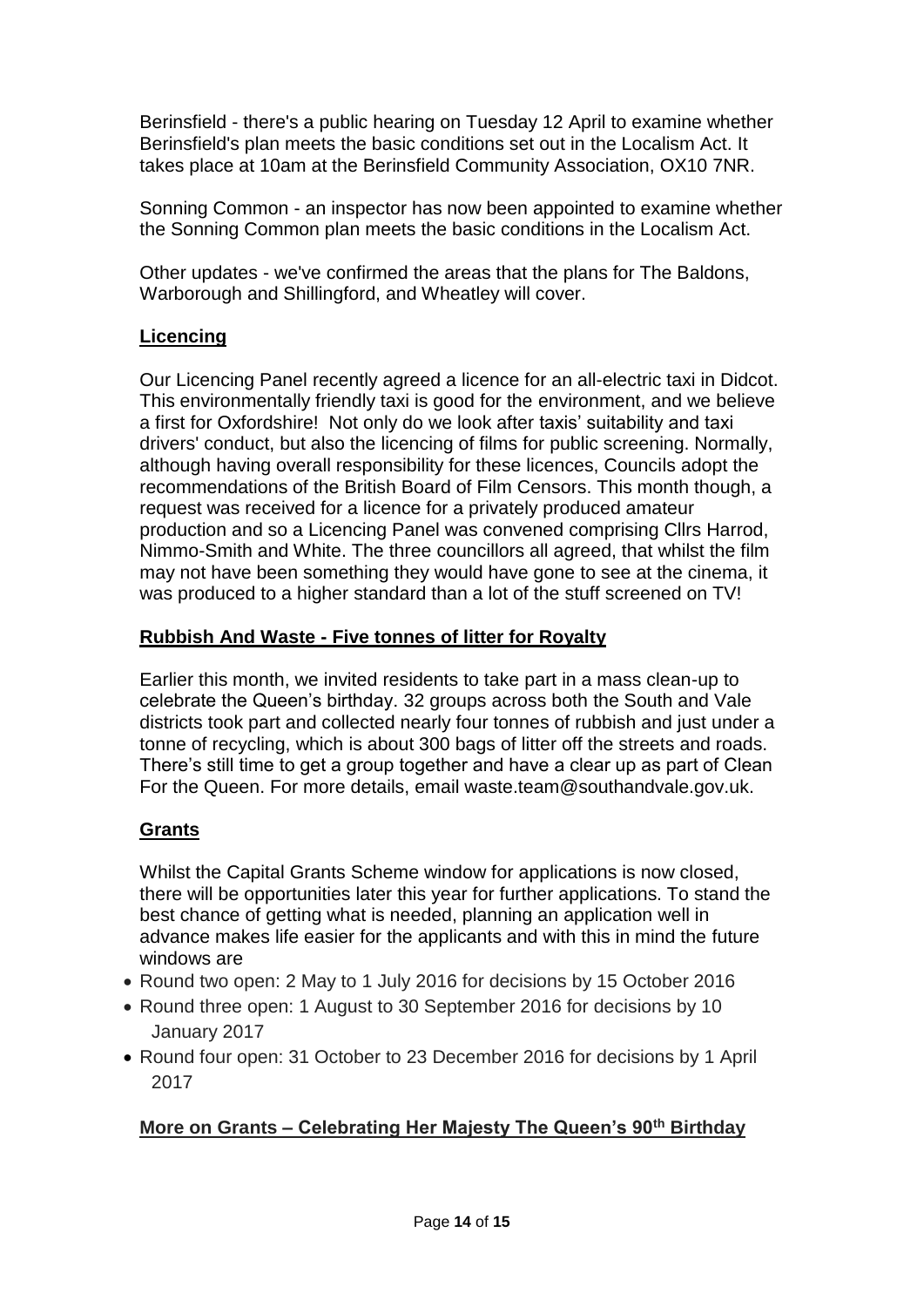Berinsfield - there's a public hearing on Tuesday 12 April to examine whether Berinsfield's plan meets the basic conditions set out in the Localism Act. It takes place at 10am at the Berinsfield Community Association, OX10 7NR.

Sonning Common - an inspector has now been appointed to examine whether the Sonning Common plan meets the basic conditions in the Localism Act.

Other updates - we've confirmed the areas that the plans for The Baldons, Warborough and Shillingford, and Wheatley will cover.

## Licencing

Our Licencing Panel recently agreed a licence for an all-electric taxi in Didcot. This environmentally friendly taxi is good for the environment, and we believe a first for Oxfordshire! Not only do we look after taxis' suitability and taxi drivers' conduct, but also the licencing of films for public screening. Normally, although having overall responsibility for these licences, Councils adopt the recommendations of the British Board of Film Censors. This month though, a request was received for a licence for a privately produced amateur production and so a Licencing Panel was convened comprising Cllrs Harrod, Nimmo-Smith and White. The three councillors all agreed, that whilst the film may not have been something they would have gone to see at the cinema, it was produced to a higher standard than a lot of the stuff screened on TV!

## Rubbish And Waste - Five tonnes of litter for Royalty

Earlier this month, we invited residents to take part in a mass clean-up to celebrate the Queen's birthday. 32 groups across both the South and Vale districts took part and collected nearly four tonnes of rubbish and just under a tonne of recycling, which is about 300 bags of litter off the streets and roads. There's still time to get a group together and have a clear up as part of Clean For the Queen. For more details, email waste.team@southandvale.gov.uk.

## Grants

Whilst the Capital Grants Scheme window for applications is now closed, there will be opportunities later this year for further applications. To stand the best chance of getting what is needed, planning an application well in advance makes life easier for the applicants and with this in mind the future windows are

- Round two open: 2 May to 1 July 2016 for decisions by 15 October 2016
- Round three open: 1 August to 30 September 2016 for decisions by 10 January 2017
- Round four open: 31 October to 23 December 2016 for decisions by 1 April 2017

## More on Grants – Celebrating Her Majesty The Queen's 90th Birthday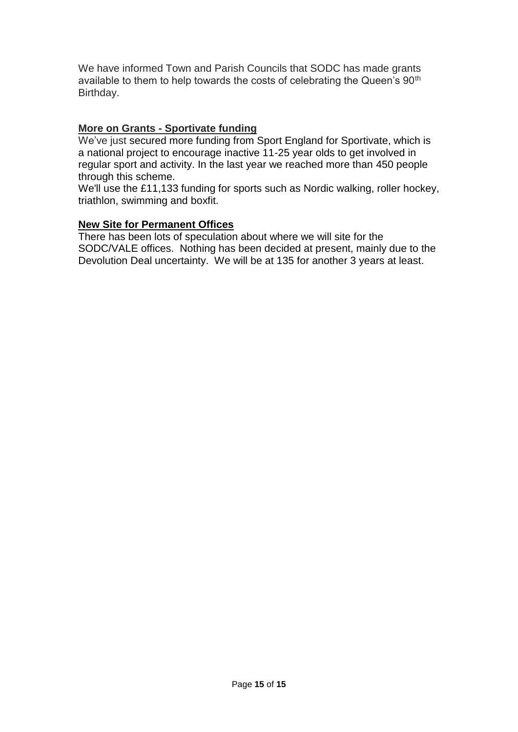We have informed Town and Parish Councils that SODC has made grants available to them to help towards the costs of celebrating the Queen's 90th Birthday.

**More on Grants - Sportivate funding**

We've just secured more funding from Sport England for Sportivate, which is a national project to encourage inactive 11-25 year olds to get involved in regular sport and activity. In the last year we reached more than 450 people through this scheme.

We'll use the £11,133 funding for sports such as Nordic walking, roller hockey, triathlon, swimming and boxfit.

**New Site for Permanent Offices**

There has been lots of speculation about where we will site for the SODC/VALE offices. Nothing has been decided at present, mainly due to the Devolution Deal uncertainty. We will be at 135 for another 3 years at least.